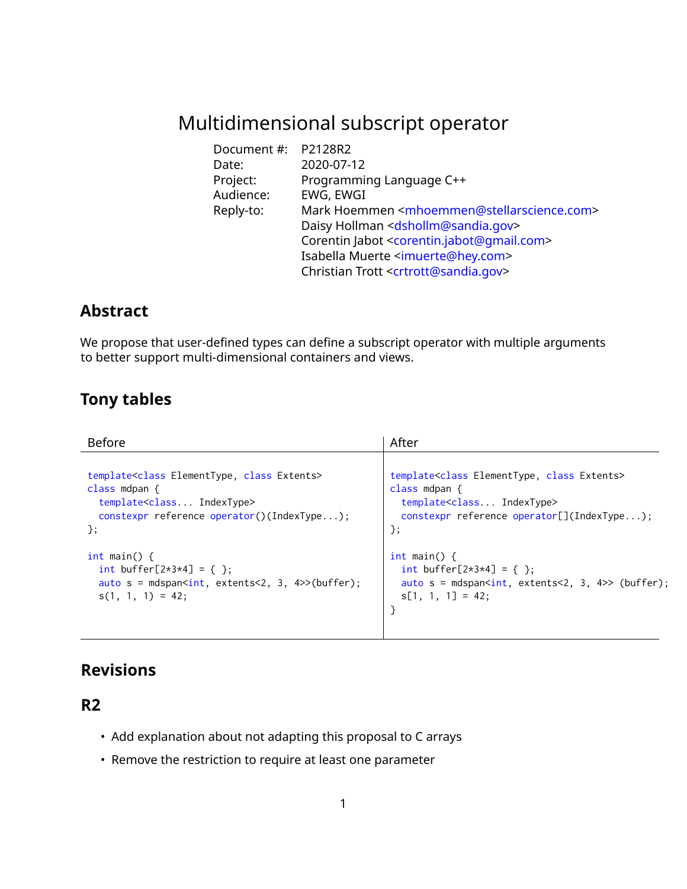# Multidimensional subscript operator

| | |
|---|---|
| Document #: | P2128R2 |
| Date: | 2020-07-12 |
| Project: | Programming Language C++ |
| Audience: | EWG, EWGI |
| Reply-to: | Mark Hoemmen <mhoemmen@stellarscience.com><br>Daisy Hollman <dshollm@sandia.gov><br>Corentin Jabot <corentin.jabot@gmail.com><br>Isabella Muerte <imuerte@hey.com><br>Christian Trott <crtrott@sandia.gov> |

## Abstract

We propose that user-defined types can define a subscript operator with multiple arguments to better support multi-dimensional containers and views.

## Tony tables

Before

```
template<class ElementType, class Extents>
class mdpan {
  template<class... IndexType>
  constexpr reference operator()(IndexType...);
};

int main() {
  int buffer[2*3*4] = { };
  auto s = mdspan<int, extents<2, 3, 4>>(buffer);
  s(1, 1, 1) = 42;
```

After

```
template<class ElementType, class Extents>
class mdpan {
  template<class... IndexType>
  constexpr reference operator[](IndexType...);
};

int main() {
  int buffer[2*3*4] = { };
  auto s = mdspan<int, extents<2, 3, 4>> (buffer);
  s[1, 1, 1] = 42;
}
```

## Revisions

## R2

- Add explanation about not adapting this proposal to C arrays
- Remove the restriction to require at least one parameter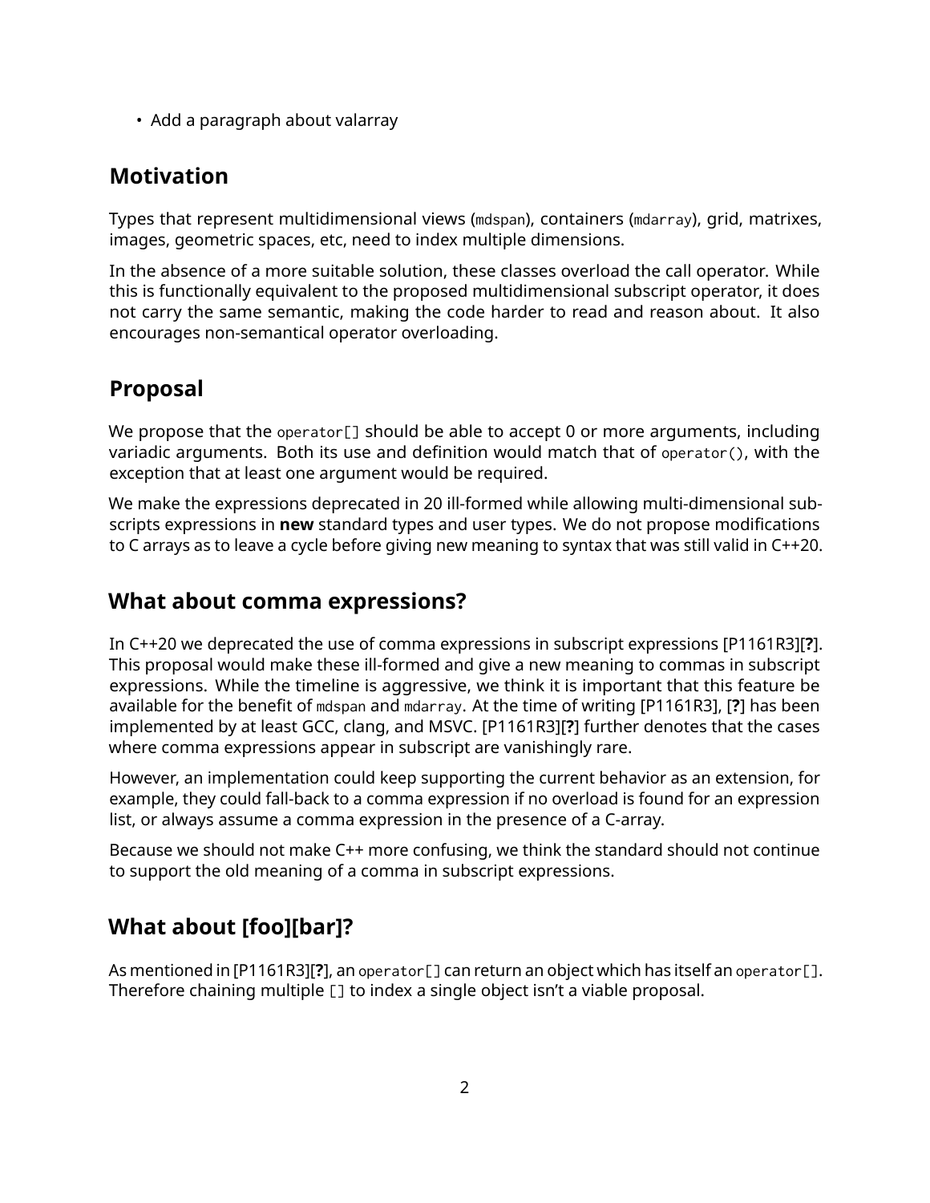- Add a paragraph about valarray

## Motivation

Types that represent multidimensional views (`mdspan`), containers (`mdarray`), grid, matrixes, images, geometric spaces, etc, need to index multiple dimensions.

In the absence of a more suitable solution, these classes overload the call operator. While this is functionally equivalent to the proposed multidimensional subscript operator, it does not carry the same semantic, making the code harder to read and reason about. It also encourages non-semantical operator overloading.

## Proposal

We propose that the `operator[]` should be able to accept 0 or more arguments, including variadic arguments. Both its use and definition would match that of `operator()`, with the exception that at least one argument would be required.

We make the expressions deprecated in 20 ill-formed while allowing multi-dimensional subscripts expressions in **new** standard types and user types. We do not propose modifications to C arrays as to leave a cycle before giving new meaning to syntax that was still valid in C++20.

## What about comma expressions?

In C++20 we deprecated the use of comma expressions in subscript expressions [P1161R3][**?**]. This proposal would make these ill-formed and give a new meaning to commas in subscript expressions. While the timeline is aggressive, we think it is important that this feature be available for the benefit of `mdspan` and `mdarray`. At the time of writing [P1161R3], [**?**] has been implemented by at least GCC, clang, and MSVC. [P1161R3][**?**] further denotes that the cases where comma expressions appear in subscript are vanishingly rare.

However, an implementation could keep supporting the current behavior as an extension, for example, they could fall-back to a comma expression if no overload is found for an expression list, or always assume a comma expression in the presence of a C-array.

Because we should not make C++ more confusing, we think the standard should not continue to support the old meaning of a comma in subscript expressions.

## What about [foo][bar]?

As mentioned in [P1161R3][**?**], an `operator[]` can return an object which has itself an `operator[]`. Therefore chaining multiple `[]` to index a single object isn't a viable proposal.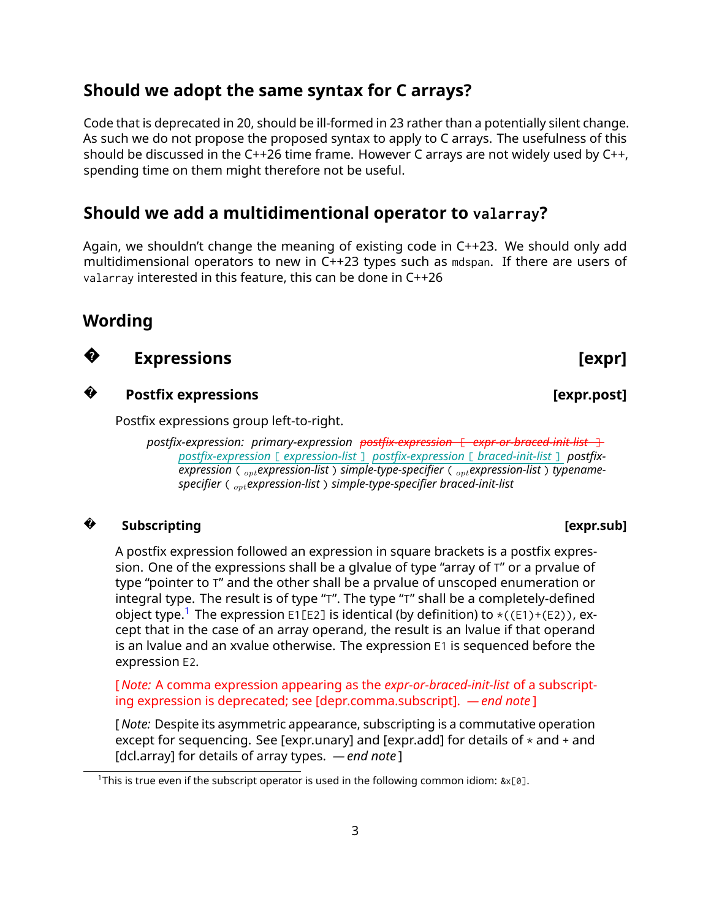## Should we adopt the same syntax for C arrays?

Code that is deprecated in 20, should be ill-formed in 23 rather than a potentially silent change. As such we do not propose the proposed syntax to apply to C arrays. The usefulness of this should be discussed in the C++26 time frame. However C arrays are not widely used by C++, spending time on them might therefore not be useful.

## Should we add a multidimentional operator to `valarray`?

Again, we shouldn't change the meaning of existing code in C++23. We should only add multidimensional operators to new in C++23 types such as `mdspan`. If there are users of `valarray` interested in this feature, this can be done in C++26

## Wording

### � Expressions [expr]

#### � Postfix expressions [expr.post]

Postfix expressions group left-to-right.

> *postfix-expression:* *primary-expression* ~~*postfix-expression* `[` *expr-or-braced-init-list* `]`~~ *postfix-expression* `[` *expression-list* `]` *postfix-expression* `[` *braced-init-list* `]` *postfix-expression* `(` *expression-list*$_{opt}$ `)` *simple-type-specifier* `(` *expression-list*$_{opt}$ `)` *typename-specifier* `(` *expression-list*$_{opt}$ `)` *simple-type-specifier braced-init-list*

#### � Subscripting [expr.sub]

A postfix expression followed an expression in square brackets is a postfix expression. One of the expressions shall be a glvalue of type "array of `T`" or a prvalue of type "pointer to `T`" and the other shall be a prvalue of unscoped enumeration or integral type. The result is of type "`T`". The type "`T`" shall be a completely-defined object type.[1] The expression `E1[E2]` is identical (by definition) to `*((E1)+(E2))`, except that in the case of an array operand, the result is an lvalue if that operand is an lvalue and an xvalue otherwise. The expression `E1` is sequenced before the expression `E2`.

~~[ *Note:* A comma expression appearing as the *expr-or-braced-init-list* of a subscripting expression is deprecated; see [depr.comma.subscript]. — *end note* ]~~

[ *Note:* Despite its asymmetric appearance, subscripting is a commutative operation except for sequencing. See [expr.unary] and [expr.add] for details of `*` and `+` and [dcl.array] for details of array types. — *end note* ]

---

[1] This is true even if the subscript operator is used in the following common idiom: `&x[0]`.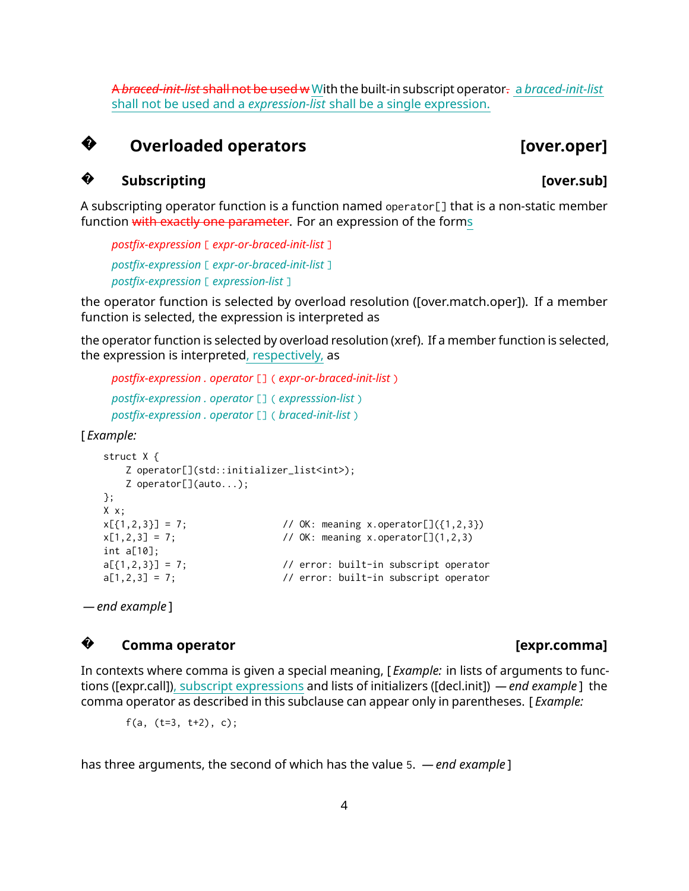A *braced-init-list* shall not be used wWith the built-in subscript operator. a *braced-init-list* shall not be used and a *expression-list* shall be a single expression.

# � Overloaded operators [over.oper]

## � Subscripting [over.sub]

A subscripting operator function is a function named `operator[]` that is a non-static member function with exactly one parameter. For an expression of the forms

> *postfix-expression* [ *expr-or-braced-init-list* ]
>
> *postfix-expression* [ *expr-or-braced-init-list* ]
> *postfix-expression* [ *expression-list* ]

the operator function is selected by overload resolution ([over.match.oper]). If a member function is selected, the expression is interpreted as

the operator function is selected by overload resolution (xref). If a member function is selected, the expression is interpreted, respectively, as

> *postfix-expression* . *operator* [] ( *expr-or-braced-init-list* )
>
> *postfix-expression* . *operator* [] ( *expresssion-list* )
> *postfix-expression* . *operator* [] ( *braced-init-list* )

[ *Example:*

```
struct X {
    Z operator[](std::initializer_list<int>);
    Z operator[](auto...);
};
X x;
x[{1,2,3}] = 7;                  // OK: meaning x.operator[]({1,2,3})
x[1,2,3] = 7;                    // OK: meaning x.operator[](1,2,3)
int a[10];
a[{1,2,3}] = 7;                  // error: built-in subscript operator
a[1,2,3] = 7;                    // error: built-in subscript operator
```

— *end example* ]

## � Comma operator [expr.comma]

In contexts where comma is given a special meaning, [ *Example:* in lists of arguments to functions ([expr.call]), subscript expressions and lists of initializers ([decl.init]) — *end example* ] the comma operator as described in this subclause can appear only in parentheses. [ *Example:*

```
f(a, (t=3, t+2), c);
```

has three arguments, the second of which has the value `5`. — *end example* ]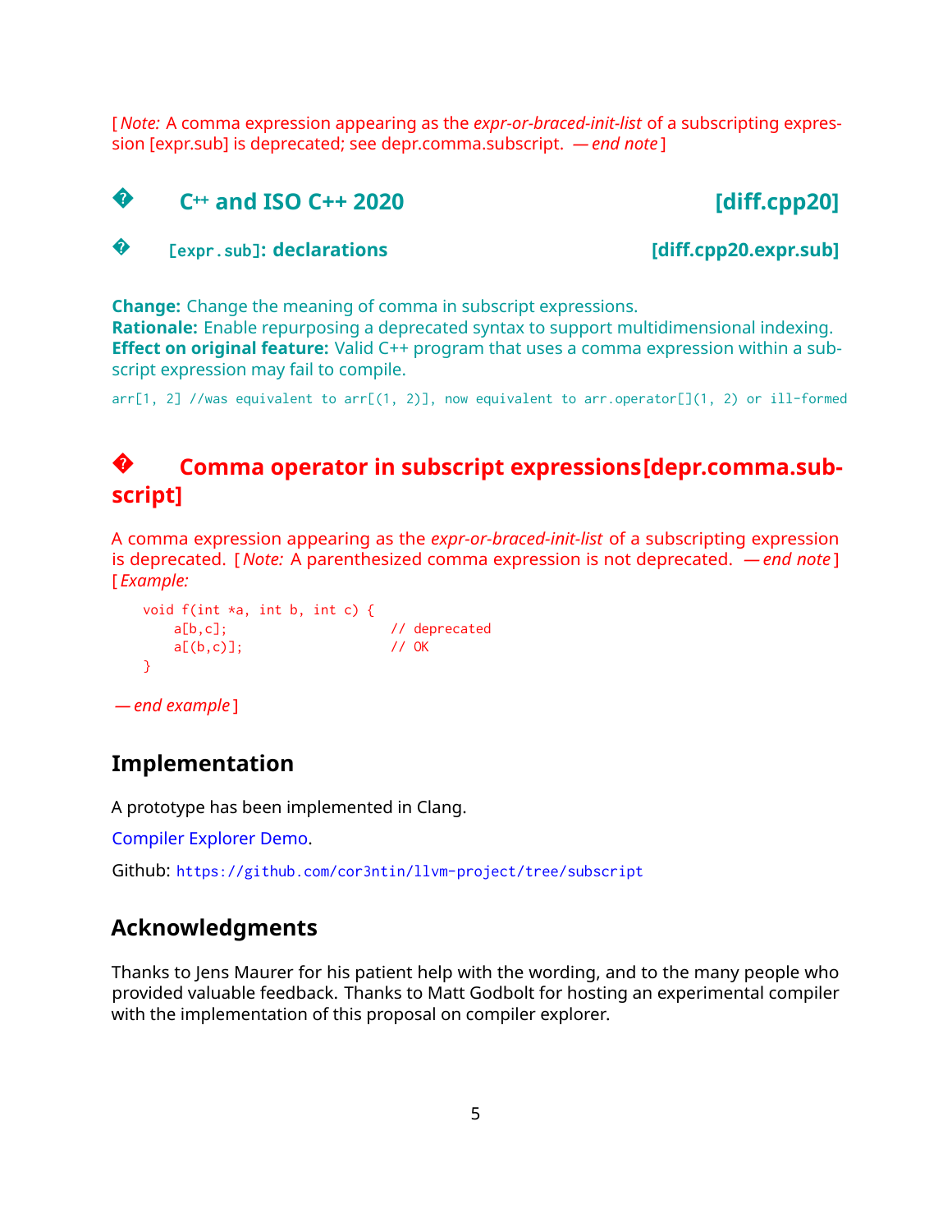[ *Note:* A comma expression appearing as the *expr-or-braced-init-list* of a subscripting expression [expr.sub] is deprecated; see depr.comma.subscript. — *end note* ]

## � C++ and ISO C++ 2020 [diff.cpp20]

### � [expr.sub]: declarations [diff.cpp20.expr.sub]

**Change:** Change the meaning of comma in subscript expressions.
**Rationale:** Enable repurposing a deprecated syntax to support multidimensional indexing.
**Effect on original feature:** Valid C++ program that uses a comma expression within a subscript expression may fail to compile.

```
arr[1, 2] //was equivalent to arr[(1, 2)], now equivalent to arr.operator[](1, 2) or ill-formed
```

## � Comma operator in subscript expressions[depr.comma.subscript]

A comma expression appearing as the *expr-or-braced-init-list* of a subscripting expression is deprecated. [ *Note:* A parenthesized comma expression is not deprecated. — *end note* ] [ *Example:*

```
void f(int *a, int b, int c) {
    a[b,c];                    // deprecated
    a[(b,c)];                  // OK
}
```

— *end example* ]

## Implementation

A prototype has been implemented in Clang.

Compiler Explorer Demo.

Github: `https://github.com/cor3ntin/llvm-project/tree/subscript`

## Acknowledgments

Thanks to Jens Maurer for his patient help with the wording, and to the many people who provided valuable feedback. Thanks to Matt Godbolt for hosting an experimental compiler with the implementation of this proposal on compiler explorer.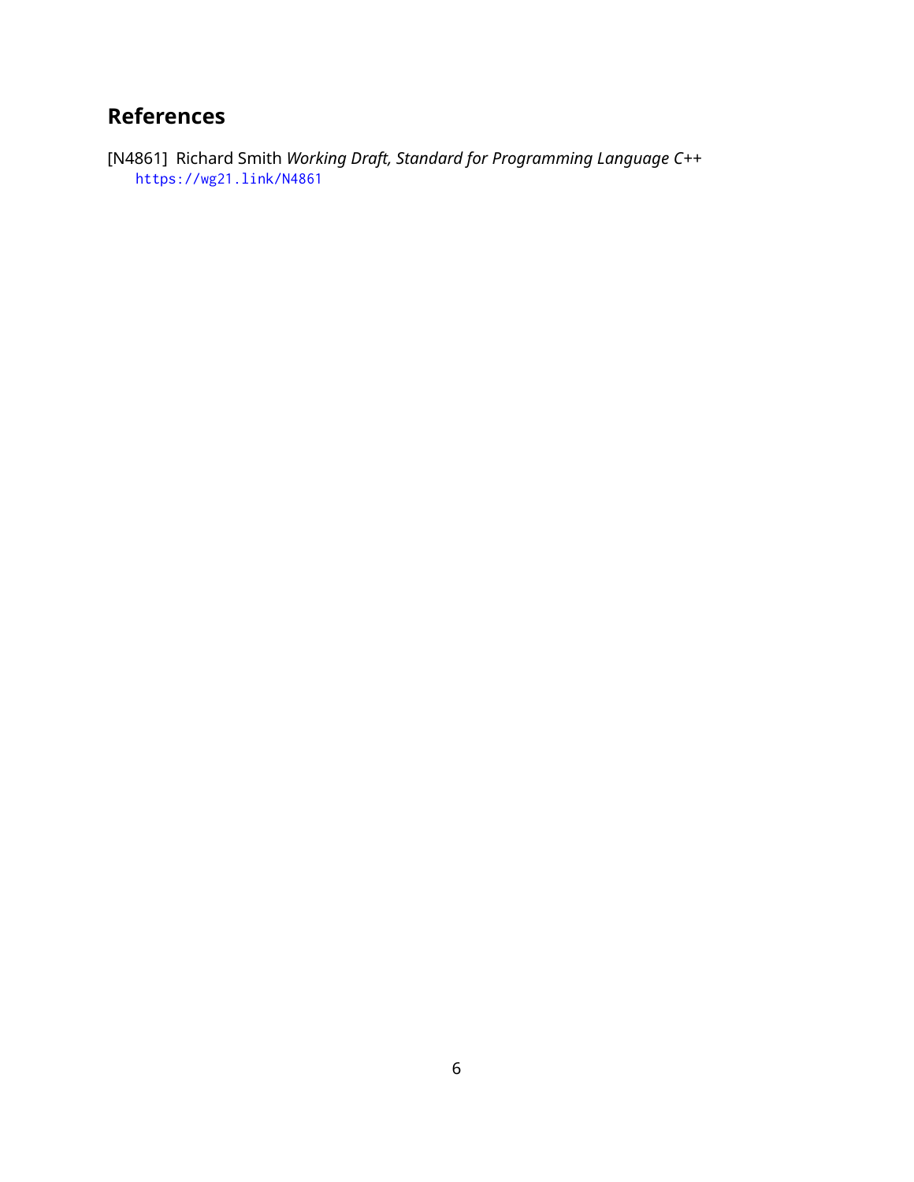## References

[N4861] Richard Smith *Working Draft, Standard for Programming Language C++*
https://wg21.link/N4861